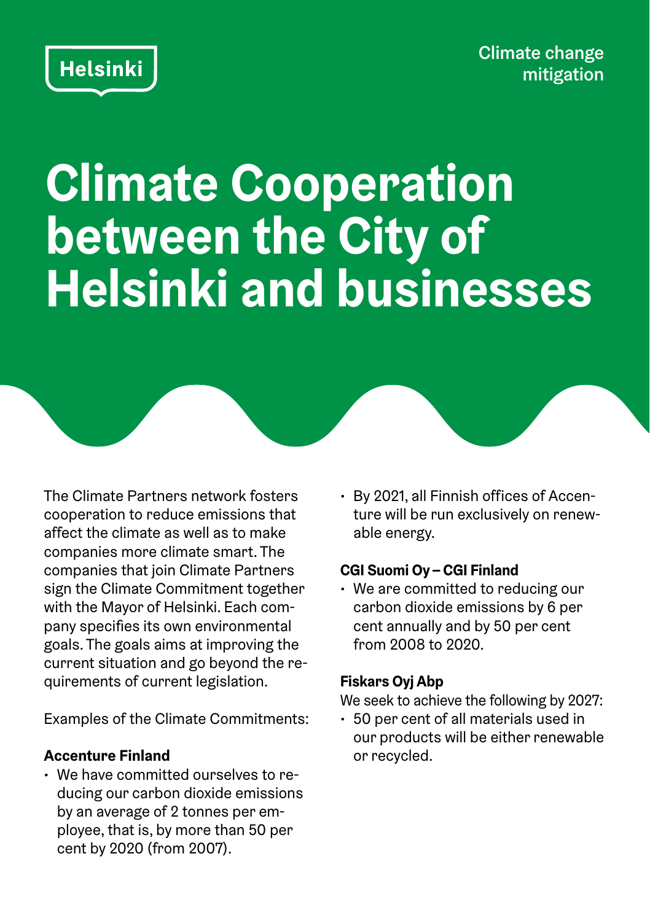Helsinki

Climate change mitigation

# Climate Cooperation between the City of Helsinki and businesses

The Climate Partners network fosters cooperation to reduce emissions that affect the climate as well as to make companies more climate smart. The companies that join Climate Partners sign the Climate Commitment together with the Mayor of Helsinki. Each company specifies its own environmental goals. The goals aims at improving the current situation and go beyond the requirements of current legislation.

Examples of the Climate Commitments:

**Accenture Finland**

- We have committed ourselves to reducing our carbon dioxide emissions by an average of 2 tonnes per employee, that is, by more than 50 per cent by 2020 (from 2007).
- By 2021, all Finnish offices of Accenture will be run exclusively on renewable energy.

**CGI Suomi Oy – CGI Finland**

- We are committed to reducing our carbon dioxide emissions by 6 per cent annually and by 50 per cent from 2008 to 2020.

**Fiskars Oyj Abp**

We seek to achieve the following by 2027:

- 50 per cent of all materials used in our products will be either renewable or recycled.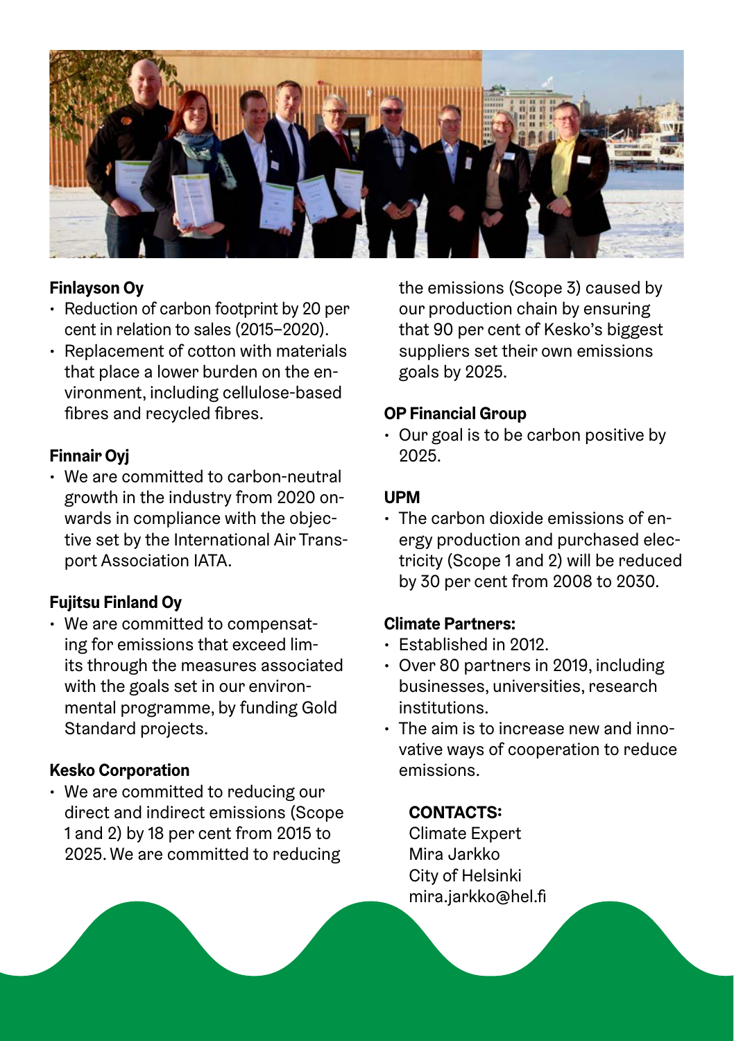**Finlayson Oy**

- Reduction of carbon footprint by 20 per cent in relation to sales (2015–2020).
- Replacement of cotton with materials that place a lower burden on the environment, including cellulose-based fibres and recycled fibres.

**Finnair Oyj**

- We are committed to carbon-neutral growth in the industry from 2020 onwards in compliance with the objective set by the International Air Transport Association IATA.

**Fujitsu Finland Oy**

- We are committed to compensating for emissions that exceed limits through the measures associated with the goals set in our environmental programme, by funding Gold Standard projects.

**Kesko Corporation**

- We are committed to reducing our direct and indirect emissions (Scope 1 and 2) by 18 per cent from 2015 to 2025. We are committed to reducing the emissions (Scope 3) caused by our production chain by ensuring that 90 per cent of Kesko's biggest suppliers set their own emissions goals by 2025.

**OP Financial Group**

- Our goal is to be carbon positive by 2025.

**UPM**

- The carbon dioxide emissions of energy production and purchased electricity (Scope 1 and 2) will be reduced by 30 per cent from 2008 to 2030.

**Climate Partners:**

- Established in 2012.
- Over 80 partners in 2019, including businesses, universities, research institutions.
- The aim is to increase new and innovative ways of cooperation to reduce emissions.

**CONTACTS:**
Climate Expert
Mira Jarkko
City of Helsinki
mira.jarkko@hel.fi